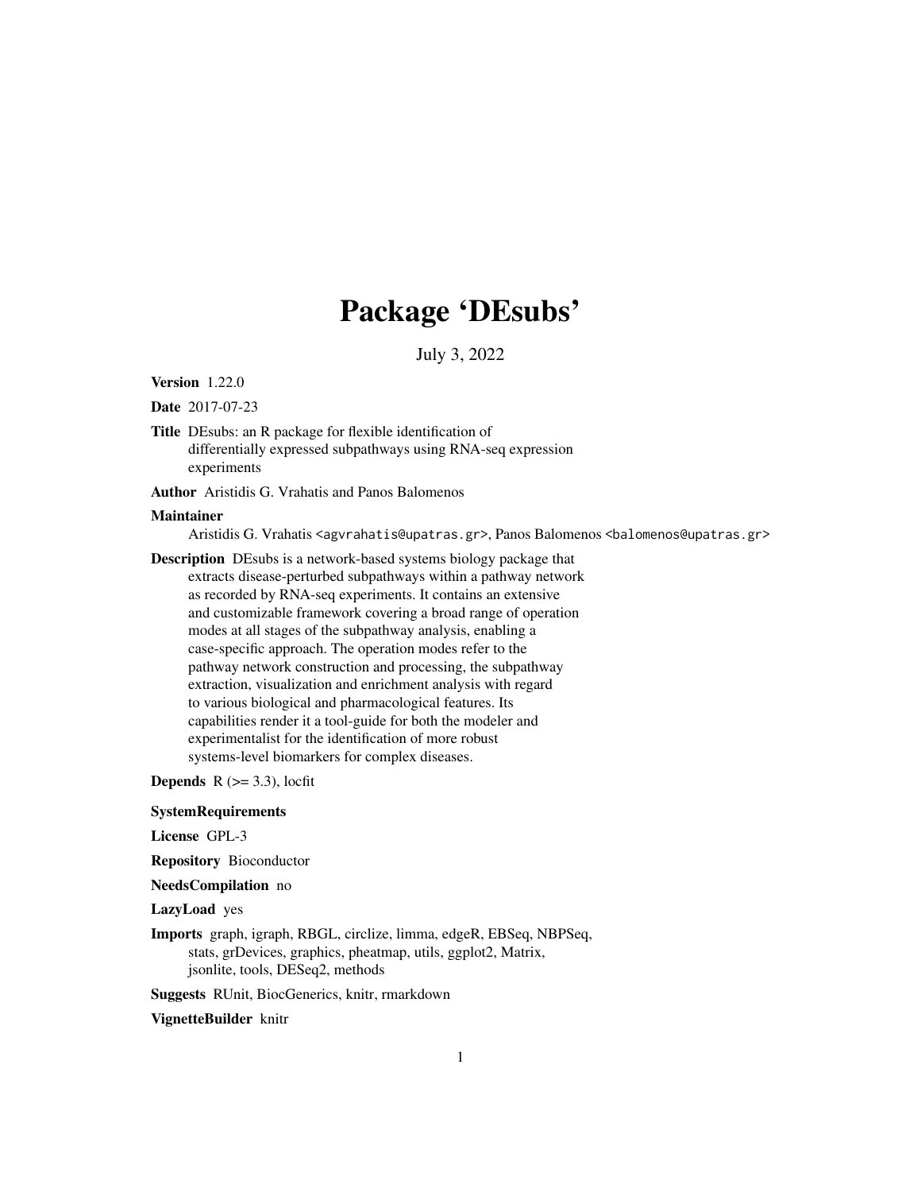# Package 'DEsubs'

July 3, 2022

**Version** 1.22.0

**Date** 2017-07-23

**Title** DEsubs: an R package for flexible identification of differentially expressed subpathways using RNA-seq expression experiments

**Author** Aristidis G. Vrahatis and Panos Balomenos

**Maintainer** Aristidis G. Vrahatis <agvrahatis@upatras.gr>, Panos Balomenos <balomenos@upatras.gr>

**Description** DEsubs is a network-based systems biology package that extracts disease-perturbed subpathways within a pathway network as recorded by RNA-seq experiments. It contains an extensive and customizable framework covering a broad range of operation modes at all stages of the subpathway analysis, enabling a case-specific approach. The operation modes refer to the pathway network construction and processing, the subpathway extraction, visualization and enrichment analysis with regard to various biological and pharmacological features. Its capabilities render it a tool-guide for both the modeler and experimentalist for the identification of more robust systems-level biomarkers for complex diseases.

**Depends** R (>= 3.3), locfit

**SystemRequirements**

**License** GPL-3

**Repository** Bioconductor

**NeedsCompilation** no

**LazyLoad** yes

**Imports** graph, igraph, RBGL, circlize, limma, edgeR, EBSeq, NBPSeq, stats, grDevices, graphics, pheatmap, utils, ggplot2, Matrix, jsonlite, tools, DESeq2, methods

**Suggests** RUnit, BiocGenerics, knitr, rmarkdown

**VignetteBuilder** knitr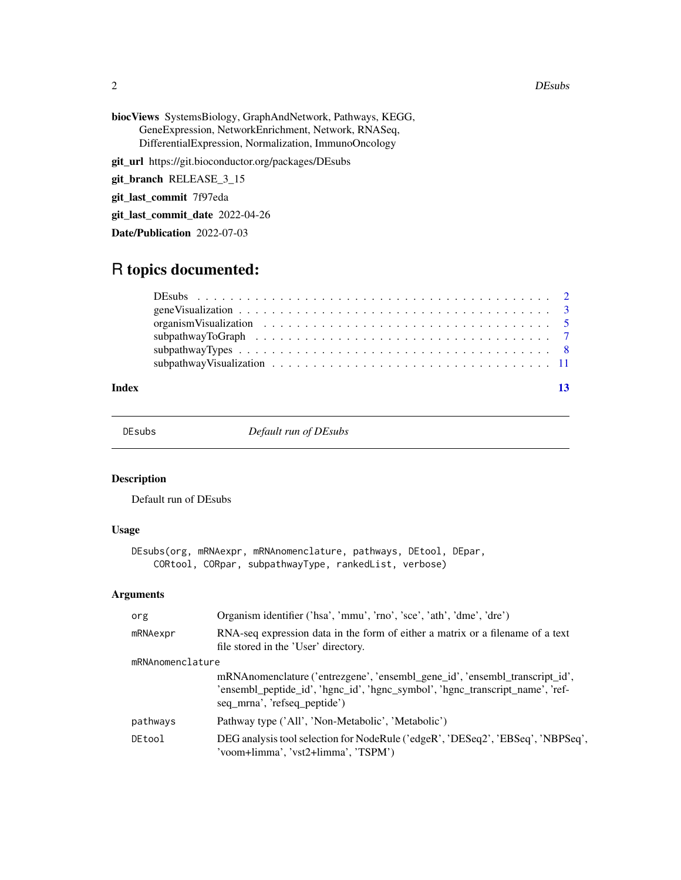**biocViews** SystemsBiology, GraphAndNetwork, Pathways, KEGG, GeneExpression, NetworkEnrichment, Network, RNASeq, DifferentialExpression, Normalization, ImmunoOncology

**git_url** https://git.bioconductor.org/packages/DEsubs

**git_branch** RELEASE_3_15

**git_last_commit** 7f97eda

**git_last_commit_date** 2022-04-26

**Date/Publication** 2022-07-03

# R topics documented:

- DEsubs . . . . . . . . . . . . . . . . . . . . . . . . . . . . . . . . . . . . . . . . . . . 2
- geneVisualization . . . . . . . . . . . . . . . . . . . . . . . . . . . . . . . . . . . . . 3
- organismVisualization . . . . . . . . . . . . . . . . . . . . . . . . . . . . . . . . . . 5
- subpathwayToGraph . . . . . . . . . . . . . . . . . . . . . . . . . . . . . . . . . . . . 7
- subpathwayTypes . . . . . . . . . . . . . . . . . . . . . . . . . . . . . . . . . . . . . 8
- subpathwayVisualization . . . . . . . . . . . . . . . . . . . . . . . . . . . . . . . . . 11

**Index** 13

---

## DEsubs — *Default run of DEsubs*

### Description

Default run of DEsubs

### Usage

```
DEsubs(org, mRNAexpr, mRNAnomenclature, pathways, DEtool, DEpar,
    CORtool, CORpar, subpathwayType, rankedList, verbose)
```

### Arguments

| Argument | Description |
|---|---|
| org | Organism identifier ('hsa', 'mmu', 'rno', 'sce', 'ath', 'dme', 'dre') |
| mRNAexpr | RNA-seq expression data in the form of either a matrix or a filename of a text file stored in the 'User' directory. |
| mRNAnomenclature | mRNAnomenclature ('entrezgene', 'ensembl_gene_id', 'ensembl_transcript_id', 'ensembl_peptide_id', 'hgnc_id', 'hgnc_symbol', 'hgnc_transcript_name', 'refseq_mrna', 'refseq_peptide') |
| pathways | Pathway type ('All', 'Non-Metabolic', 'Metabolic') |
| DEtool | DEG analysis tool selection for NodeRule ('edgeR', 'DESeq2', 'EBSeq', 'NBPSeq', 'voom+limma', 'vst2+limma', 'TSPM') |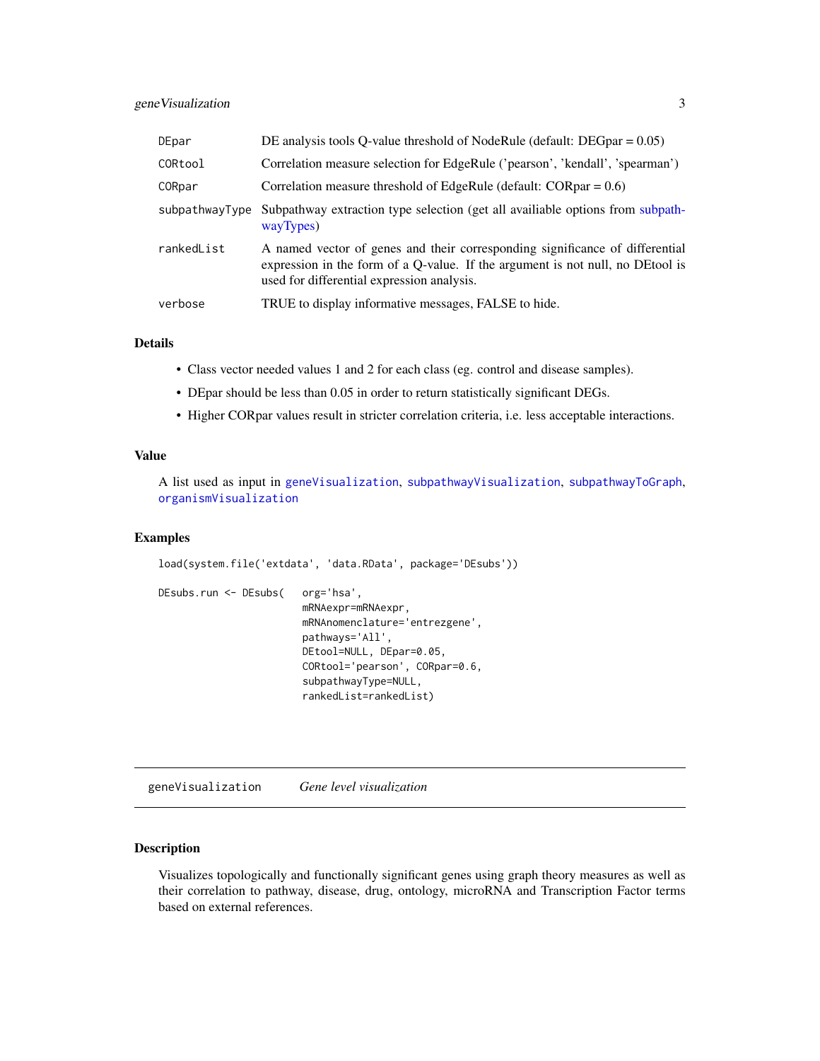| | |
|---|---|
| DEpar | DE analysis tools Q-value threshold of NodeRule (default: DEGpar = 0.05) |
| CORtool | Correlation measure selection for EdgeRule ('pearson', 'kendall', 'spearman') |
| CORpar | Correlation measure threshold of EdgeRule (default: CORpar = 0.6) |
| subpathwayType | Subpathway extraction type selection (get all availiable options from subpathwayTypes) |
| rankedList | A named vector of genes and their corresponding significance of differential expression in the form of a Q-value. If the argument is not null, no DEtool is used for differential expression analysis. |
| verbose | TRUE to display informative messages, FALSE to hide. |

## Details

- Class vector needed values 1 and 2 for each class (eg. control and disease samples).
- DEpar should be less than 0.05 in order to return statistically significant DEGs.
- Higher CORpar values result in stricter correlation criteria, i.e. less acceptable interactions.

## Value

A list used as input in `geneVisualization`, `subpathwayVisualization`, `subpathwayToGraph`, `organismVisualization`

## Examples

```
load(system.file('extdata', 'data.RData', package='DEsubs'))

DEsubs.run <- DEsubs(   org='hsa',
                        mRNAexpr=mRNAexpr,
                        mRNAnomenclature='entrezgene',
                        pathways='All',
                        DEtool=NULL, DEpar=0.05,
                        CORtool='pearson', CORpar=0.6,
                        subpathwayType=NULL,
                        rankedList=rankedList)
```

---

# geneVisualization *Gene level visualization*

## Description

Visualizes topologically and functionally significant genes using graph theory measures as well as their correlation to pathway, disease, drug, ontology, microRNA and Transcription Factor terms based on external references.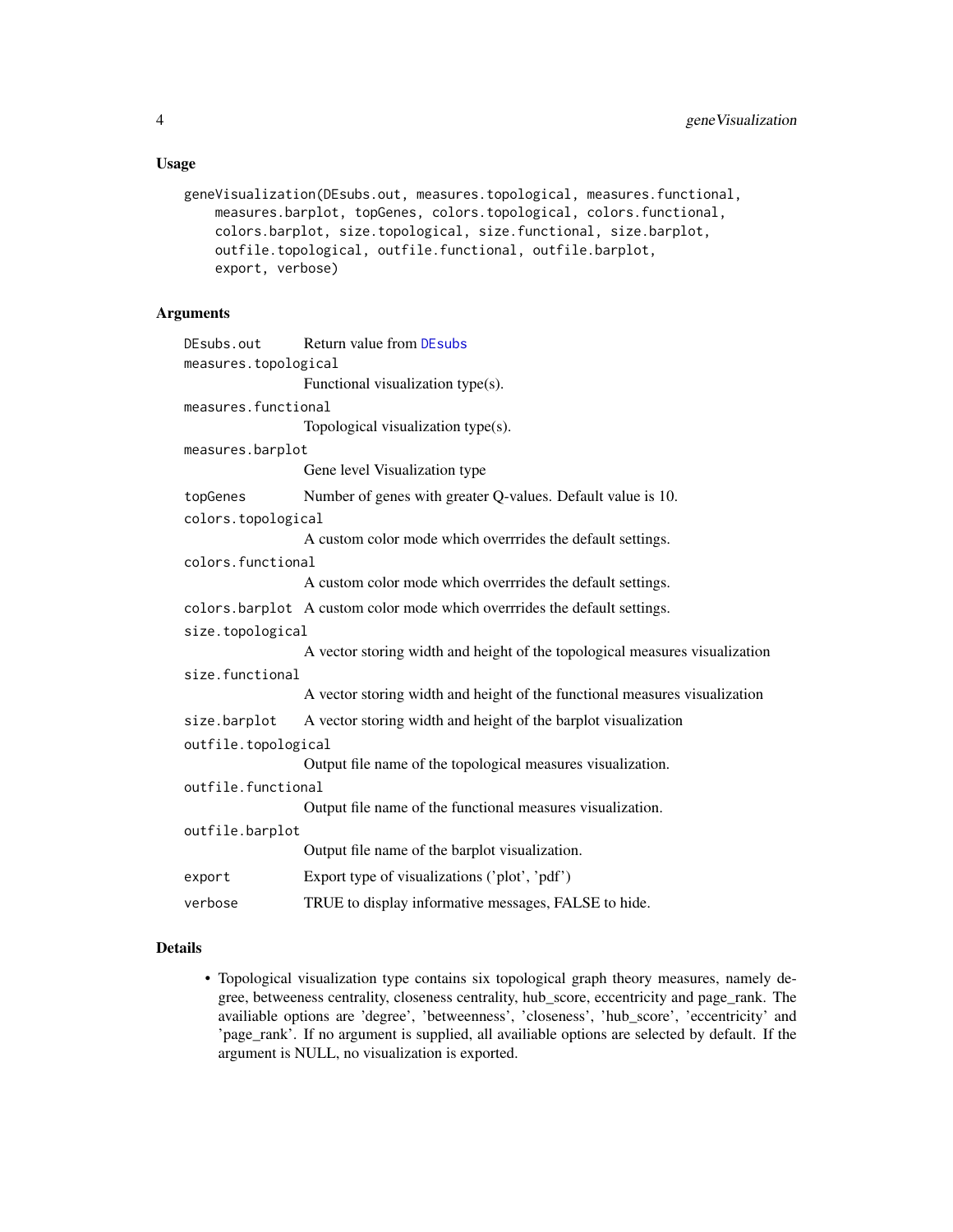### Usage

```
geneVisualization(DEsubs.out, measures.topological, measures.functional,
    measures.barplot, topGenes, colors.topological, colors.functional,
    colors.barplot, size.topological, size.functional, size.barplot,
    outfile.topological, outfile.functional, outfile.barplot,
    export, verbose)
```

### Arguments

| | |
|---|---|
| `DEsubs.out` | Return value from `DEsubs` |
| `measures.topological` | Functional visualization type(s). |
| `measures.functional` | Topological visualization type(s). |
| `measures.barplot` | Gene level Visualization type |
| `topGenes` | Number of genes with greater Q-values. Default value is 10. |
| `colors.topological` | A custom color mode which overrrides the default settings. |
| `colors.functional` | A custom color mode which overrrides the default settings. |
| `colors.barplot` | A custom color mode which overrrides the default settings. |
| `size.topological` | A vector storing width and height of the topological measures visualization |
| `size.functional` | A vector storing width and height of the functional measures visualization |
| `size.barplot` | A vector storing width and height of the barplot visualization |
| `outfile.topological` | Output file name of the topological measures visualization. |
| `outfile.functional` | Output file name of the functional measures visualization. |
| `outfile.barplot` | Output file name of the barplot visualization. |
| `export` | Export type of visualizations ('plot', 'pdf') |
| `verbose` | TRUE to display informative messages, FALSE to hide. |

### Details

- Topological visualization type contains six topological graph theory measures, namely degree, betweeness centrality, closeness centrality, hub_score, eccentricity and page_rank. The availiable options are 'degree', 'betweenness', 'closeness', 'hub_score', 'eccentricity' and 'page_rank'. If no argument is supplied, all availiable options are selected by default. If the argument is NULL, no visualization is exported.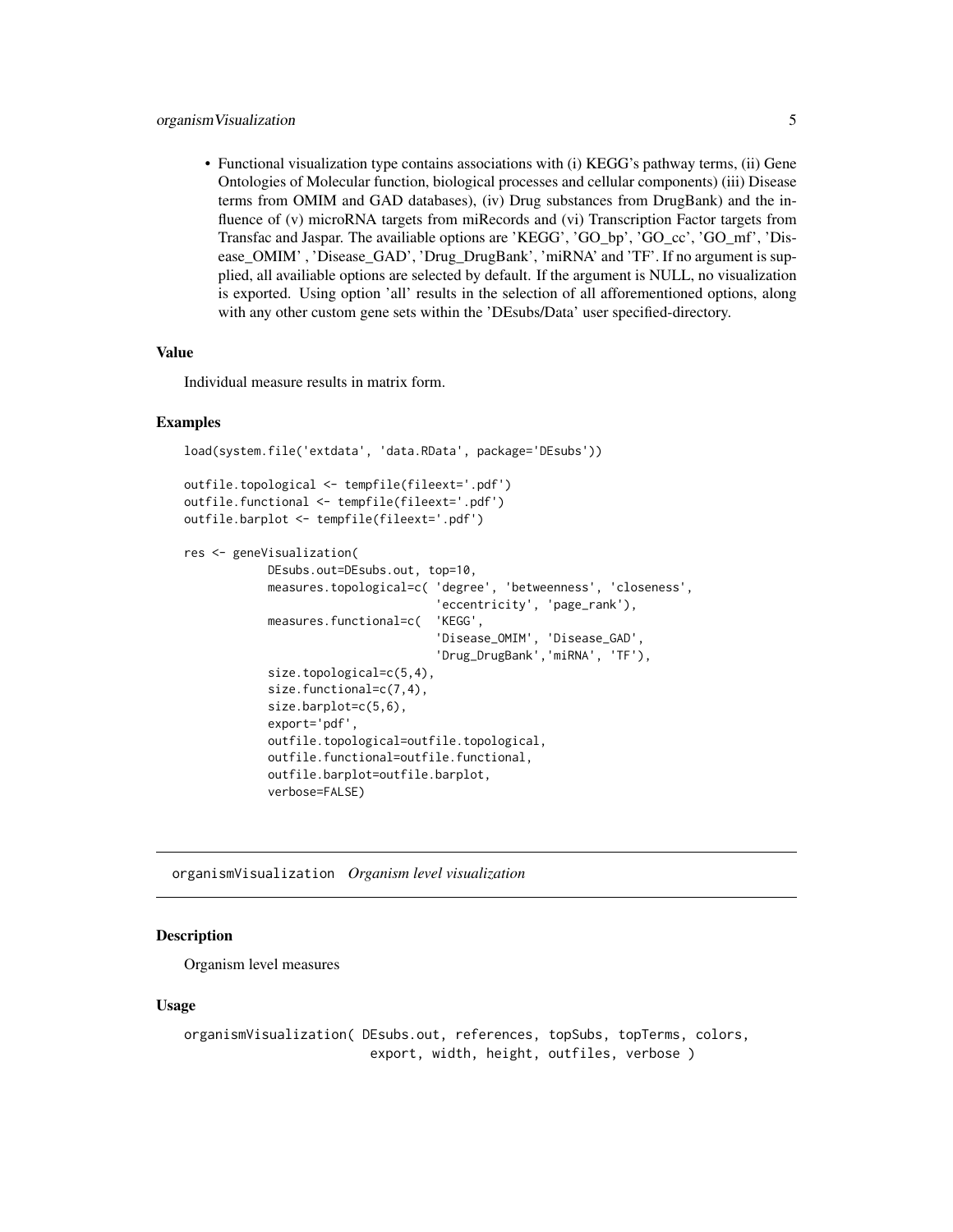- Functional visualization type contains associations with (i) KEGG's pathway terms, (ii) Gene Ontologies of Molecular function, biological processes and cellular components) (iii) Disease terms from OMIM and GAD databases), (iv) Drug substances from DrugBank) and the influence of (v) microRNA targets from miRecords and (vi) Transcription Factor targets from Transfac and Jaspar. The availiable options are 'KEGG', 'GO_bp', 'GO_cc', 'GO_mf', 'Disease_OMIM' , 'Disease_GAD', 'Drug_DrugBank', 'miRNA' and 'TF'. If no argument is supplied, all availiable options are selected by default. If the argument is NULL, no visualization is exported. Using option 'all' results in the selection of all afforementioned options, along with any other custom gene sets within the 'DEsubs/Data' user specified-directory.

### Value

Individual measure results in matrix form.

### Examples

```
load(system.file('extdata', 'data.RData', package='DEsubs'))

outfile.topological <- tempfile(fileext='.pdf')
outfile.functional <- tempfile(fileext='.pdf')
outfile.barplot <- tempfile(fileext='.pdf')

res <- geneVisualization(
            DEsubs.out=DEsubs.out, top=10,
            measures.topological=c( 'degree', 'betweenness', 'closeness',
                                    'eccentricity', 'page_rank'),
            measures.functional=c(  'KEGG',
                                    'Disease_OMIM', 'Disease_GAD',
                                    'Drug_DrugBank','miRNA', 'TF'),
            size.topological=c(5,4),
            size.functional=c(7,4),
            size.barplot=c(5,6),
            export='pdf',
            outfile.topological=outfile.topological,
            outfile.functional=outfile.functional,
            outfile.barplot=outfile.barplot,
            verbose=FALSE)
```

---

## organismVisualization *Organism level visualization*

---

### Description

Organism level measures

### Usage

```
organismVisualization( DEsubs.out, references, topSubs, topTerms, colors,
                       export, width, height, outfiles, verbose )
```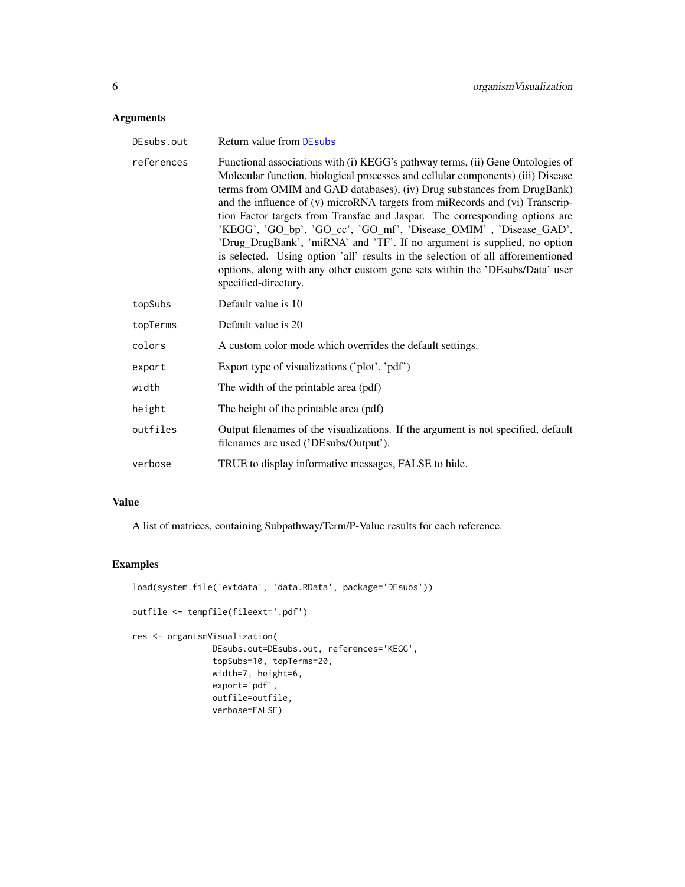## Arguments

| Argument | Description |
| --- | --- |
| `DEsubs.out` | Return value from `DEsubs` |
| `references` | Functional associations with (i) KEGG's pathway terms, (ii) Gene Ontologies of Molecular function, biological processes and cellular components) (iii) Disease terms from OMIM and GAD databases), (iv) Drug substances from DrugBank) and the influence of (v) microRNA targets from miRecords and (vi) Transcription Factor targets from Transfac and Jaspar. The corresponding options are 'KEGG', 'GO_bp', 'GO_cc', 'GO_mf', 'Disease_OMIM' , 'Disease_GAD', 'Drug_DrugBank', 'miRNA' and 'TF'. If no argument is supplied, no option is selected. Using option 'all' results in the selection of all afforementioned options, along with any other custom gene sets within the 'DEsubs/Data' user specified-directory. |
| `topSubs` | Default value is 10 |
| `topTerms` | Default value is 20 |
| `colors` | A custom color mode which overrides the default settings. |
| `export` | Export type of visualizations ('plot', 'pdf') |
| `width` | The width of the printable area (pdf) |
| `height` | The height of the printable area (pdf) |
| `outfiles` | Output filenames of the visualizations. If the argument is not specified, default filenames are used ('DEsubs/Output'). |
| `verbose` | TRUE to display informative messages, FALSE to hide. |

## Value

A list of matrices, containing Subpathway/Term/P-Value results for each reference.

## Examples

```
load(system.file('extdata', 'data.RData', package='DEsubs'))

outfile <- tempfile(fileext='.pdf')

res <- organismVisualization(
                DEsubs.out=DEsubs.out, references='KEGG',
                topSubs=10, topTerms=20,
                width=7, height=6,
                export='pdf',
                outfile=outfile,
                verbose=FALSE)
```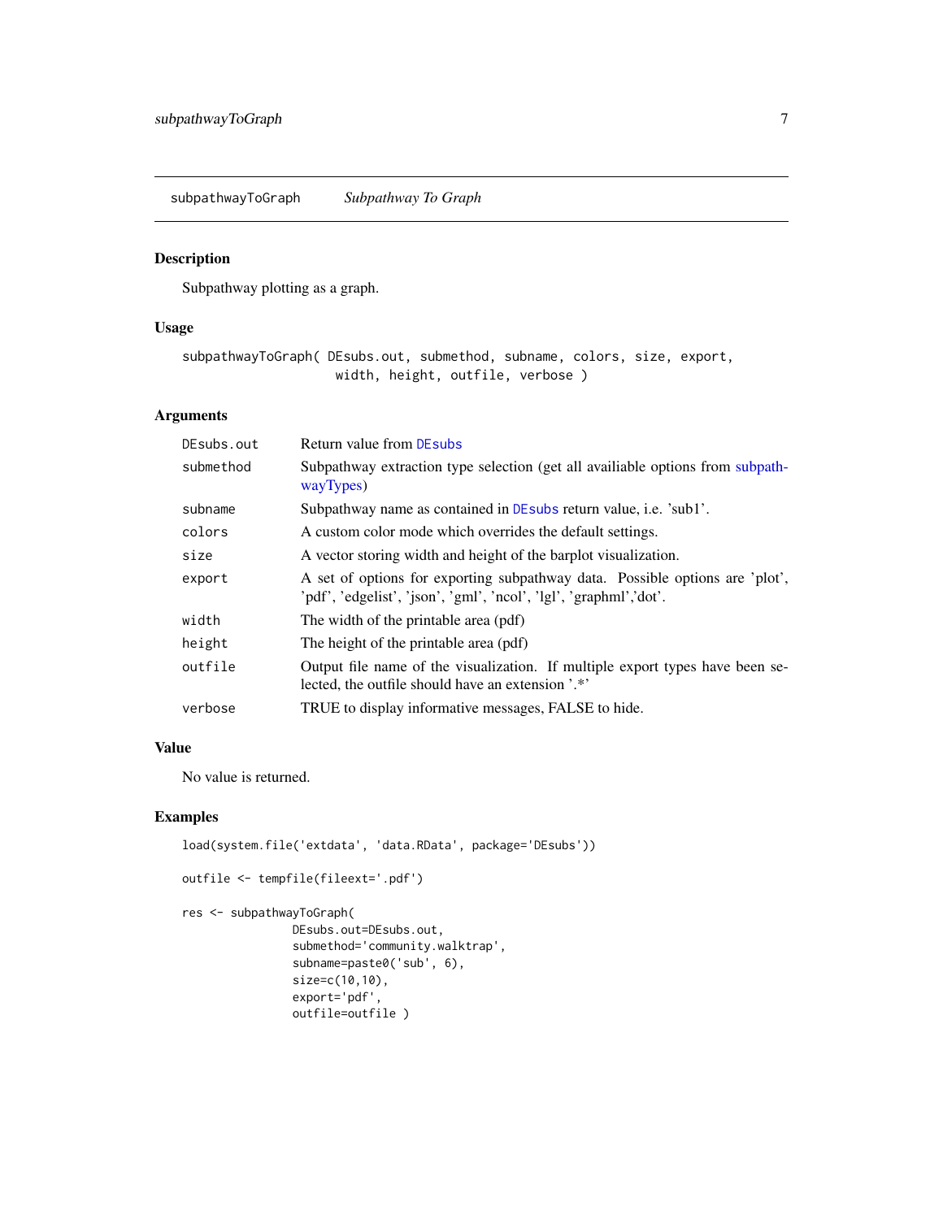## subpathwayToGraph *Subpathway To Graph*

### Description

Subpathway plotting as a graph.

### Usage

```
subpathwayToGraph( DEsubs.out, submethod, subname, colors, size, export,
                   width, height, outfile, verbose )
```

### Arguments

| | |
|---|---|
| DEsubs.out | Return value from DEsubs |
| submethod | Subpathway extraction type selection (get all availiable options from subpathwayTypes) |
| subname | Subpathway name as contained in DEsubs return value, i.e. 'sub1'. |
| colors | A custom color mode which overrides the default settings. |
| size | A vector storing width and height of the barplot visualization. |
| export | A set of options for exporting subpathway data. Possible options are 'plot', 'pdf', 'edgelist', 'json', 'gml', 'ncol', 'lgl', 'graphml','dot'. |
| width | The width of the printable area (pdf) |
| height | The height of the printable area (pdf) |
| outfile | Output file name of the visualization. If multiple export types have been selected, the outfile should have an extension '.*' |
| verbose | TRUE to display informative messages, FALSE to hide. |

### Value

No value is returned.

### Examples

```
load(system.file('extdata', 'data.RData', package='DEsubs'))

outfile <- tempfile(fileext='.pdf')

res <- subpathwayToGraph(
            DEsubs.out=DEsubs.out,
            submethod='community.walktrap',
            subname=paste0('sub', 6),
            size=c(10,10),
            export='pdf',
            outfile=outfile )
```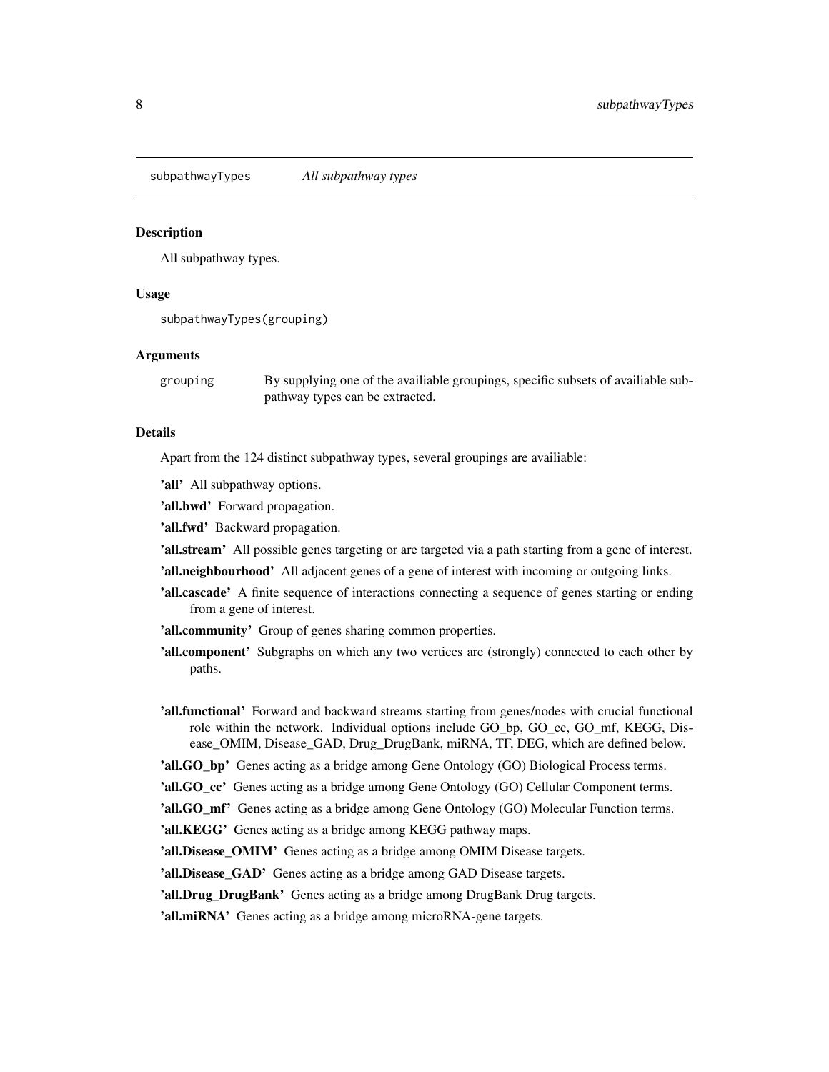subpathwayTypes    *All subpathway types*

### Description

All subpathway types.

### Usage

```
subpathwayTypes(grouping)
```

### Arguments

| | |
|---|---|
| grouping | By supplying one of the availiable groupings, specific subsets of availiable subpathway types can be extracted. |

### Details

Apart from the 124 distinct subpathway types, several groupings are availiable:

**'all'** All subpathway options.

**'all.bwd'** Forward propagation.

**'all.fwd'** Backward propagation.

**'all.stream'** All possible genes targeting or are targeted via a path starting from a gene of interest.

**'all.neighbourhood'** All adjacent genes of a gene of interest with incoming or outgoing links.

**'all.cascade'** A finite sequence of interactions connecting a sequence of genes starting or ending from a gene of interest.

**'all.community'** Group of genes sharing common properties.

**'all.component'** Subgraphs on which any two vertices are (strongly) connected to each other by paths.

**'all.functional'** Forward and backward streams starting from genes/nodes with crucial functional role within the network. Individual options include GO_bp, GO_cc, GO_mf, KEGG, Disease_OMIM, Disease_GAD, Drug_DrugBank, miRNA, TF, DEG, which are defined below.

**'all.GO_bp'** Genes acting as a bridge among Gene Ontology (GO) Biological Process terms.

**'all.GO_cc'** Genes acting as a bridge among Gene Ontology (GO) Cellular Component terms.

**'all.GO_mf'** Genes acting as a bridge among Gene Ontology (GO) Molecular Function terms.

**'all.KEGG'** Genes acting as a bridge among KEGG pathway maps.

**'all.Disease_OMIM'** Genes acting as a bridge among OMIM Disease targets.

**'all.Disease_GAD'** Genes acting as a bridge among GAD Disease targets.

**'all.Drug_DrugBank'** Genes acting as a bridge among DrugBank Drug targets.

**'all.miRNA'** Genes acting as a bridge among microRNA-gene targets.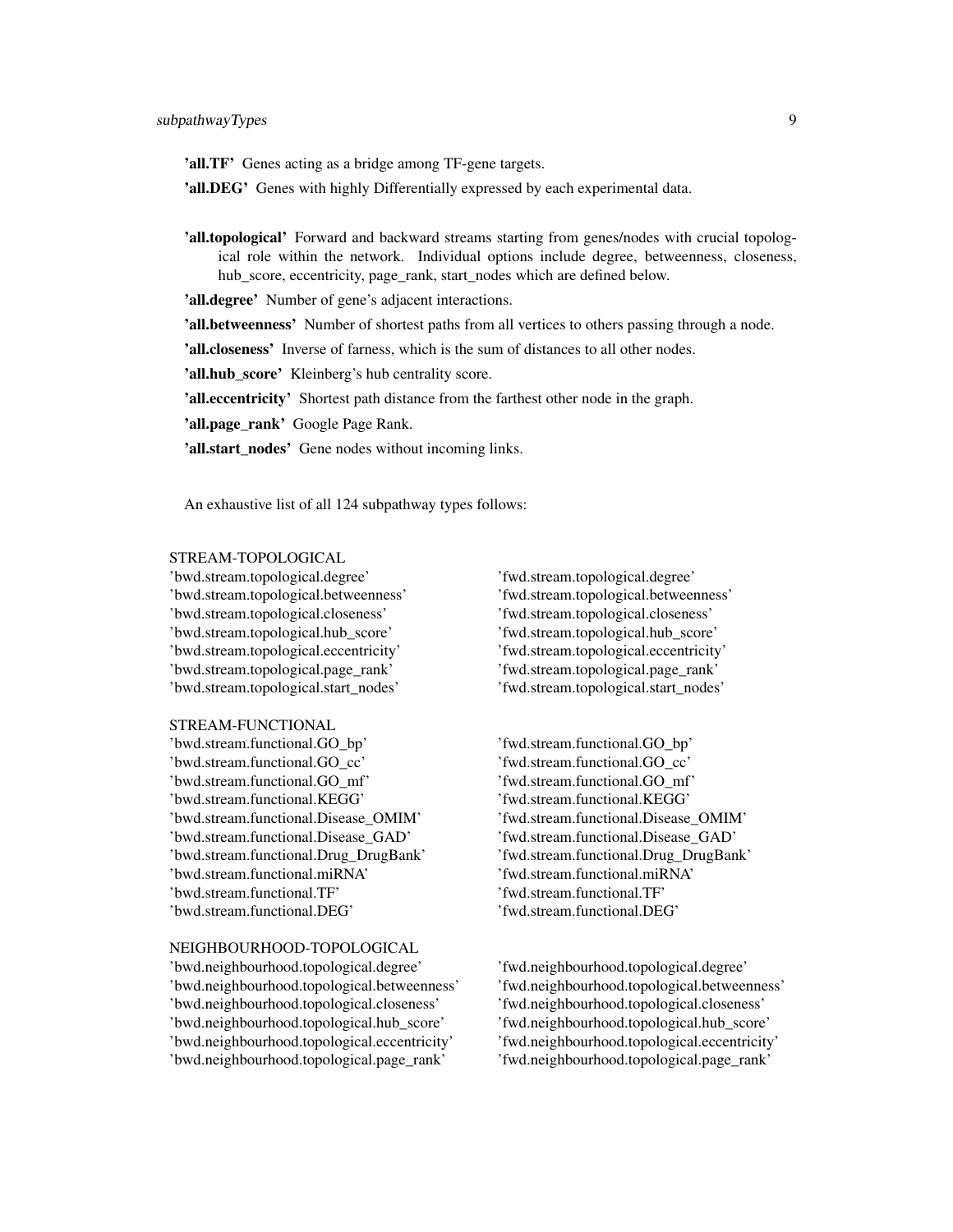**'all.TF'** Genes acting as a bridge among TF-gene targets.

**'all.DEG'** Genes with highly Differentially expressed by each experimental data.

**'all.topological'** Forward and backward streams starting from genes/nodes with crucial topological role within the network. Individual options include degree, betweenness, closeness, hub_score, eccentricity, page_rank, start_nodes which are defined below.

**'all.degree'** Number of gene's adjacent interactions.

**'all.betweenness'** Number of shortest paths from all vertices to others passing through a node.

**'all.closeness'** Inverse of farness, which is the sum of distances to all other nodes.

**'all.hub_score'** Kleinberg's hub centrality score.

**'all.eccentricity'** Shortest path distance from the farthest other node in the graph.

**'all.page_rank'** Google Page Rank.

**'all.start_nodes'** Gene nodes without incoming links.

An exhaustive list of all 124 subpathway types follows:

```
STREAM-TOPOLOGICAL
'bwd.stream.topological.degree'                 'fwd.stream.topological.degree'
'bwd.stream.topological.betweenness'            'fwd.stream.topological.betweenness'
'bwd.stream.topological.closeness'              'fwd.stream.topological.closeness'
'bwd.stream.topological.hub_score'              'fwd.stream.topological.hub_score'
'bwd.stream.topological.eccentricity'           'fwd.stream.topological.eccentricity'
'bwd.stream.topological.page_rank'              'fwd.stream.topological.page_rank'
'bwd.stream.topological.start_nodes'            'fwd.stream.topological.start_nodes'

STREAM-FUNCTIONAL
'bwd.stream.functional.GO_bp'                   'fwd.stream.functional.GO_bp'
'bwd.stream.functional.GO_cc'                   'fwd.stream.functional.GO_cc'
'bwd.stream.functional.GO_mf'                   'fwd.stream.functional.GO_mf'
'bwd.stream.functional.KEGG'                    'fwd.stream.functional.KEGG'
'bwd.stream.functional.Disease_OMIM'            'fwd.stream.functional.Disease_OMIM'
'bwd.stream.functional.Disease_GAD'             'fwd.stream.functional.Disease_GAD'
'bwd.stream.functional.Drug_DrugBank'           'fwd.stream.functional.Drug_DrugBank'
'bwd.stream.functional.miRNA'                   'fwd.stream.functional.miRNA'
'bwd.stream.functional.TF'                      'fwd.stream.functional.TF'
'bwd.stream.functional.DEG'                     'fwd.stream.functional.DEG'

NEIGHBOURHOOD-TOPOLOGICAL
'bwd.neighbourhood.topological.degree'          'fwd.neighbourhood.topological.degree'
'bwd.neighbourhood.topological.betweenness'     'fwd.neighbourhood.topological.betweenness'
'bwd.neighbourhood.topological.closeness'       'fwd.neighbourhood.topological.closeness'
'bwd.neighbourhood.topological.hub_score'       'fwd.neighbourhood.topological.hub_score'
'bwd.neighbourhood.topological.eccentricity'    'fwd.neighbourhood.topological.eccentricity'
'bwd.neighbourhood.topological.page_rank'       'fwd.neighbourhood.topological.page_rank'
```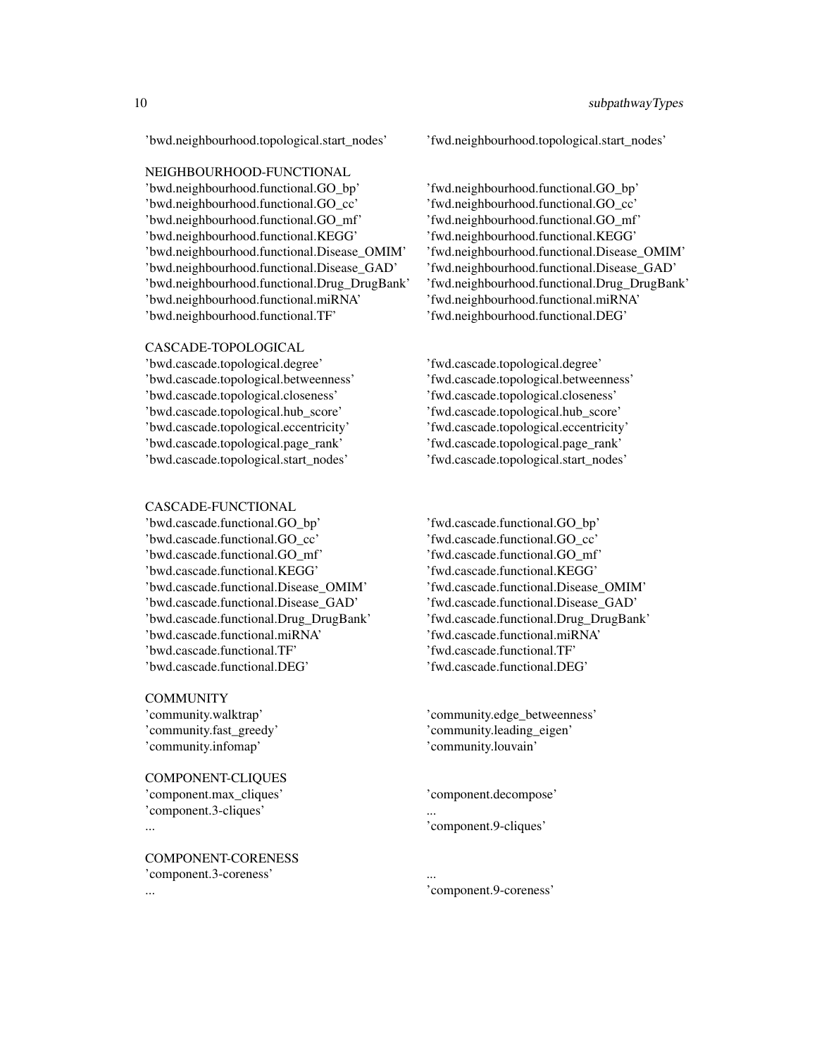'bwd.neighbourhood.topological.start_nodes'
'fwd.neighbourhood.topological.start_nodes'

NEIGHBOURHOOD-FUNCTIONAL

'bwd.neighbourhood.functional.GO_bp'
'bwd.neighbourhood.functional.GO_cc'
'bwd.neighbourhood.functional.GO_mf'
'bwd.neighbourhood.functional.KEGG'
'bwd.neighbourhood.functional.Disease_OMIM'
'bwd.neighbourhood.functional.Disease_GAD'
'bwd.neighbourhood.functional.Drug_DrugBank'
'bwd.neighbourhood.functional.miRNA'
'bwd.neighbourhood.functional.TF'
'fwd.neighbourhood.functional.GO_bp'
'fwd.neighbourhood.functional.GO_cc'
'fwd.neighbourhood.functional.GO_mf'
'fwd.neighbourhood.functional.KEGG'
'fwd.neighbourhood.functional.Disease_OMIM'
'fwd.neighbourhood.functional.Disease_GAD'
'fwd.neighbourhood.functional.Drug_DrugBank'
'fwd.neighbourhood.functional.miRNA'
'fwd.neighbourhood.functional.DEG'

CASCADE-TOPOLOGICAL

'bwd.cascade.topological.degree'
'bwd.cascade.topological.betweenness'
'bwd.cascade.topological.closeness'
'bwd.cascade.topological.hub_score'
'bwd.cascade.topological.eccentricity'
'bwd.cascade.topological.page_rank'
'bwd.cascade.topological.start_nodes'
'fwd.cascade.topological.degree'
'fwd.cascade.topological.betweenness'
'fwd.cascade.topological.closeness'
'fwd.cascade.topological.hub_score'
'fwd.cascade.topological.eccentricity'
'fwd.cascade.topological.page_rank'
'fwd.cascade.topological.start_nodes'

CASCADE-FUNCTIONAL

'bwd.cascade.functional.GO_bp'
'bwd.cascade.functional.GO_cc'
'bwd.cascade.functional.GO_mf'
'bwd.cascade.functional.KEGG'
'bwd.cascade.functional.Disease_OMIM'
'bwd.cascade.functional.Disease_GAD'
'bwd.cascade.functional.Drug_DrugBank'
'bwd.cascade.functional.miRNA'
'bwd.cascade.functional.TF'
'bwd.cascade.functional.DEG'
'fwd.cascade.functional.GO_bp'
'fwd.cascade.functional.GO_cc'
'fwd.cascade.functional.GO_mf'
'fwd.cascade.functional.KEGG'
'fwd.cascade.functional.Disease_OMIM'
'fwd.cascade.functional.Disease_GAD'
'fwd.cascade.functional.Drug_DrugBank'
'fwd.cascade.functional.miRNA'
'fwd.cascade.functional.TF'
'fwd.cascade.functional.DEG'

COMMUNITY

'community.walktrap'
'community.fast_greedy'
'community.infomap'
'community.edge_betweenness'
'community.leading_eigen'
'community.louvain'

COMPONENT-CLIQUES

'component.max_cliques'
'component.3-cliques'
...
'component.decompose'
...
'component.9-cliques'

COMPONENT-CORENESS

'component.3-coreness'
...
...
'component.9-coreness'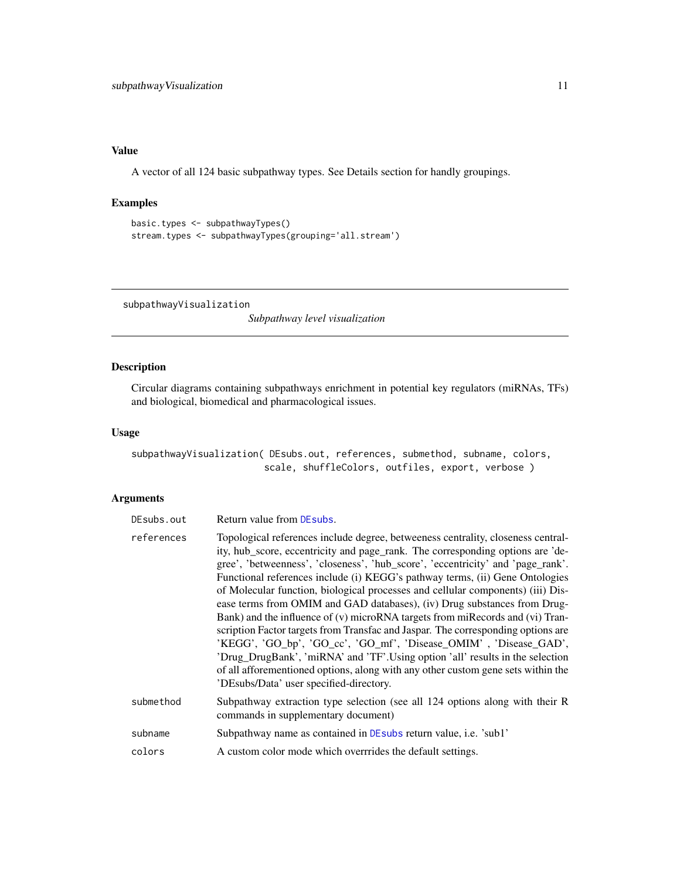### Value

A vector of all 124 basic subpathway types. See Details section for handly groupings.

### Examples

```
basic.types <- subpathwayTypes()
stream.types <- subpathwayTypes(grouping='all.stream')
```

---

## subpathwayVisualization

*Subpathway level visualization*

---

### Description

Circular diagrams containing subpathways enrichment in potential key regulators (miRNAs, TFs) and biological, biomedical and pharmacological issues.

### Usage

```
subpathwayVisualization( DEsubs.out, references, submethod, subname, colors,
                         scale, shuffleColors, outfiles, export, verbose )
```

### Arguments

| | |
|---|---|
| DEsubs.out | Return value from DEsubs. |
| references | Topological references include degree, betweeness centrality, closeness centrality, hub_score, eccentricity and page_rank. The corresponding options are 'degree', 'betweenness', 'closeness', 'hub_score', 'eccentricity' and 'page_rank'. Functional references include (i) KEGG's pathway terms, (ii) Gene Ontologies of Molecular function, biological processes and cellular components) (iii) Disease terms from OMIM and GAD databases), (iv) Drug substances from DrugBank) and the influence of (v) microRNA targets from miRecords and (vi) Transcription Factor targets from Transfac and Jaspar. The corresponding options are 'KEGG', 'GO_bp', 'GO_cc', 'GO_mf', 'Disease_OMIM' , 'Disease_GAD', 'Drug_DrugBank', 'miRNA' and 'TF'.Using option 'all' results in the selection of all afforementioned options, along with any other custom gene sets within the 'DEsubs/Data' user specified-directory. |
| submethod | Subpathway extraction type selection (see all 124 options along with their R commands in supplementary document) |
| subname | Subpathway name as contained in DEsubs return value, i.e. 'sub1' |
| colors | A custom color mode which overrrides the default settings. |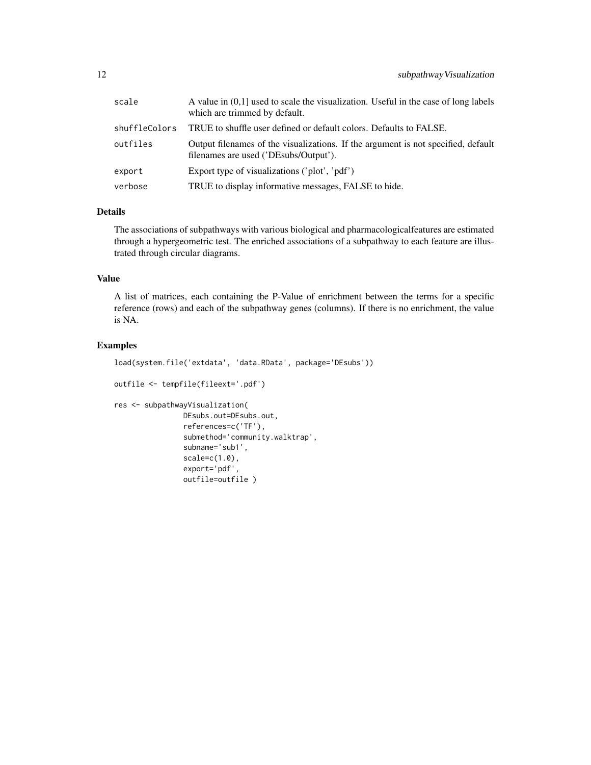| | |
|---|---|
| scale | A value in (0,1] used to scale the visualization. Useful in the case of long labels which are trimmed by default. |
| shuffleColors | TRUE to shuffle user defined or default colors. Defaults to FALSE. |
| outfiles | Output filenames of the visualizations. If the argument is not specified, default filenames are used ('DEsubs/Output'). |
| export | Export type of visualizations ('plot', 'pdf') |
| verbose | TRUE to display informative messages, FALSE to hide. |

### Details

The associations of subpathways with various biological and pharmacologicalfeatures are estimated through a hypergeometric test. The enriched associations of a subpathway to each feature are illustrated through circular diagrams.

### Value

A list of matrices, each containing the P-Value of enrichment between the terms for a specific reference (rows) and each of the subpathway genes (columns). If there is no enrichment, the value is NA.

### Examples

```
load(system.file('extdata', 'data.RData', package='DEsubs'))

outfile <- tempfile(fileext='.pdf')

res <- subpathwayVisualization(
                DEsubs.out=DEsubs.out,
                references=c('TF'),
                submethod='community.walktrap',
                subname='sub1',
                scale=c(1.0),
                export='pdf',
                outfile=outfile )
```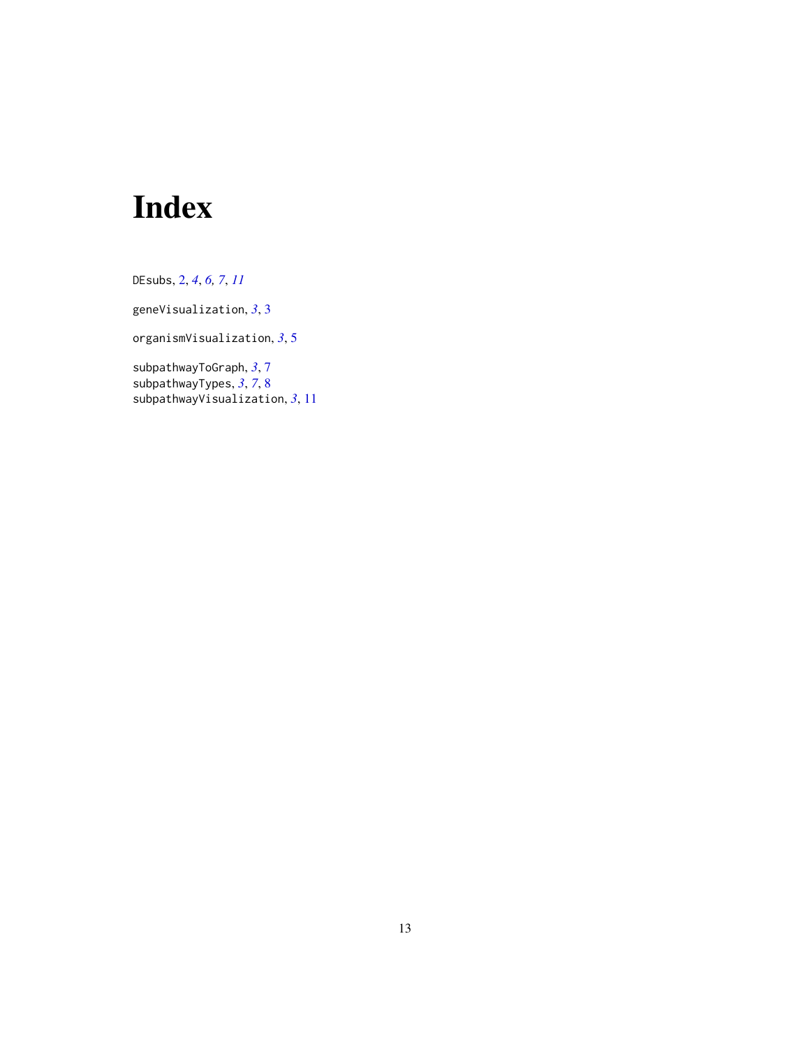# Index

DEsubs, 2, *4*, *6, 7*, *11*

geneVisualization, *3*, 3

organismVisualization, *3*, 5

subpathwayToGraph, *3*, 7
subpathwayTypes, *3*, *7*, 8
subpathwayVisualization, *3*, 11